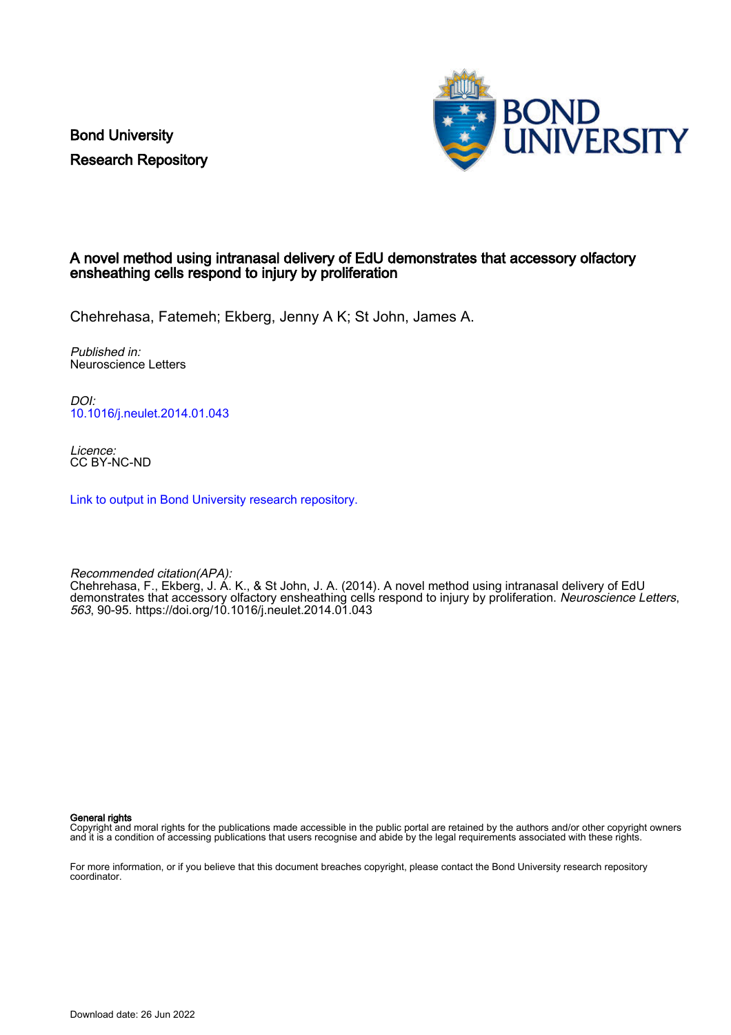Bond University
Research Repository

# A novel method using intranasal delivery of EdU demonstrates that accessory olfactory ensheathing cells respond to injury by proliferation

Chehrehasa, Fatemeh; Ekberg, Jenny A K; St John, James A.

*Published in:*
Neuroscience Letters

*DOI:*
[10.1016/j.neulet.2014.01.043](https://doi.org/10.1016/j.neulet.2014.01.043)

*Licence:*
CC BY-NC-ND

[Link to output in Bond University research repository.](#)

*Recommended citation(APA):*
Chehrehasa, F., Ekberg, J. A. K., & St John, J. A. (2014). A novel method using intranasal delivery of EdU demonstrates that accessory olfactory ensheathing cells respond to injury by proliferation. *Neuroscience Letters*, *563*, 90-95. https://doi.org/10.1016/j.neulet.2014.01.043

**General rights**
Copyright and moral rights for the publications made accessible in the public portal are retained by the authors and/or other copyright owners and it is a condition of accessing publications that users recognise and abide by the legal requirements associated with these rights.

For more information, or if you believe that this document breaches copyright, please contact the Bond University research repository coordinator.

Download date: 26 Jun 2022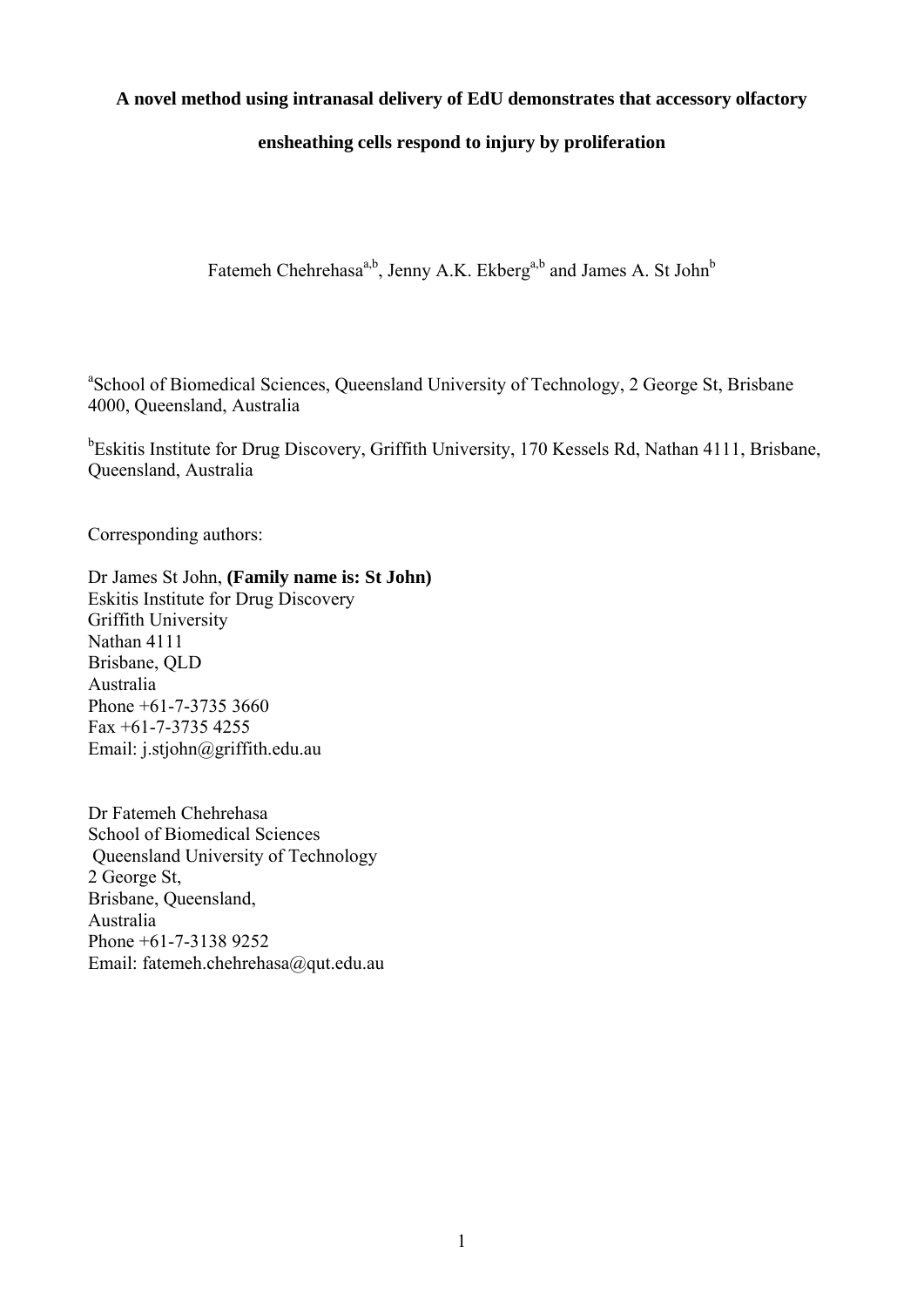**A novel method using intranasal delivery of EdU demonstrates that accessory olfactory ensheathing cells respond to injury by proliferation**

Fatemeh Chehrehasa[a,b], Jenny A.K. Ekberg[a,b] and James A. St John[b]

[a]School of Biomedical Sciences, Queensland University of Technology, 2 George St, Brisbane 4000, Queensland, Australia

[b]Eskitis Institute for Drug Discovery, Griffith University, 170 Kessels Rd, Nathan 4111, Brisbane, Queensland, Australia

Corresponding authors:

Dr James St John, **(Family name is: St John)**
Eskitis Institute for Drug Discovery
Griffith University
Nathan 4111
Brisbane, QLD
Australia
Phone +61-7-3735 3660
Fax +61-7-3735 4255
Email: j.stjohn@griffith.edu.au

Dr Fatemeh Chehrehasa
School of Biomedical Sciences
Queensland University of Technology
2 George St,
Brisbane, Queensland,
Australia
Phone +61-7-3138 9252
Email: fatemeh.chehrehasa@qut.edu.au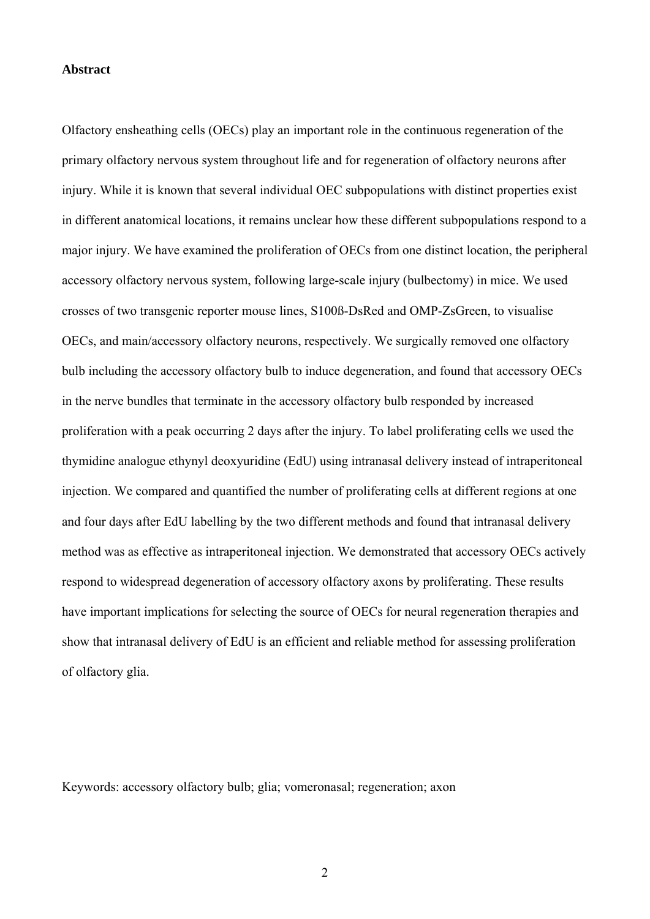**Abstract**

Olfactory ensheathing cells (OECs) play an important role in the continuous regeneration of the primary olfactory nervous system throughout life and for regeneration of olfactory neurons after injury. While it is known that several individual OEC subpopulations with distinct properties exist in different anatomical locations, it remains unclear how these different subpopulations respond to a major injury. We have examined the proliferation of OECs from one distinct location, the peripheral accessory olfactory nervous system, following large-scale injury (bulbectomy) in mice. We used crosses of two transgenic reporter mouse lines, S100ß-DsRed and OMP-ZsGreen, to visualise OECs, and main/accessory olfactory neurons, respectively. We surgically removed one olfactory bulb including the accessory olfactory bulb to induce degeneration, and found that accessory OECs in the nerve bundles that terminate in the accessory olfactory bulb responded by increased proliferation with a peak occurring 2 days after the injury. To label proliferating cells we used the thymidine analogue ethynyl deoxyuridine (EdU) using intranasal delivery instead of intraperitoneal injection. We compared and quantified the number of proliferating cells at different regions at one and four days after EdU labelling by the two different methods and found that intranasal delivery method was as effective as intraperitoneal injection. We demonstrated that accessory OECs actively respond to widespread degeneration of accessory olfactory axons by proliferating. These results have important implications for selecting the source of OECs for neural regeneration therapies and show that intranasal delivery of EdU is an efficient and reliable method for assessing proliferation of olfactory glia.

Keywords: accessory olfactory bulb; glia; vomeronasal; regeneration; axon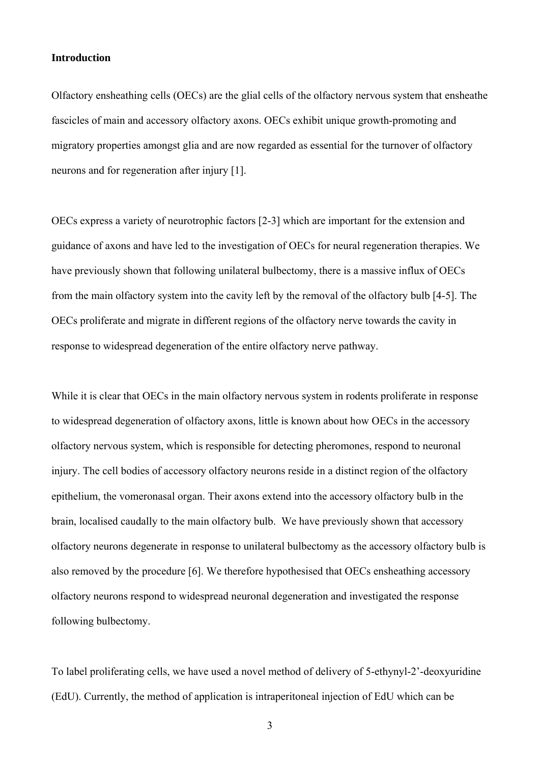## Introduction

Olfactory ensheathing cells (OECs) are the glial cells of the olfactory nervous system that ensheathe fascicles of main and accessory olfactory axons. OECs exhibit unique growth-promoting and migratory properties amongst glia and are now regarded as essential for the turnover of olfactory neurons and for regeneration after injury [1].

OECs express a variety of neurotrophic factors [2-3] which are important for the extension and guidance of axons and have led to the investigation of OECs for neural regeneration therapies. We have previously shown that following unilateral bulbectomy, there is a massive influx of OECs from the main olfactory system into the cavity left by the removal of the olfactory bulb [4-5]. The OECs proliferate and migrate in different regions of the olfactory nerve towards the cavity in response to widespread degeneration of the entire olfactory nerve pathway.

While it is clear that OECs in the main olfactory nervous system in rodents proliferate in response to widespread degeneration of olfactory axons, little is known about how OECs in the accessory olfactory nervous system, which is responsible for detecting pheromones, respond to neuronal injury. The cell bodies of accessory olfactory neurons reside in a distinct region of the olfactory epithelium, the vomeronasal organ. Their axons extend into the accessory olfactory bulb in the brain, localised caudally to the main olfactory bulb. We have previously shown that accessory olfactory neurons degenerate in response to unilateral bulbectomy as the accessory olfactory bulb is also removed by the procedure [6]. We therefore hypothesised that OECs ensheathing accessory olfactory neurons respond to widespread neuronal degeneration and investigated the response following bulbectomy.

To label proliferating cells, we have used a novel method of delivery of 5-ethynyl-2'-deoxyuridine (EdU). Currently, the method of application is intraperitoneal injection of EdU which can be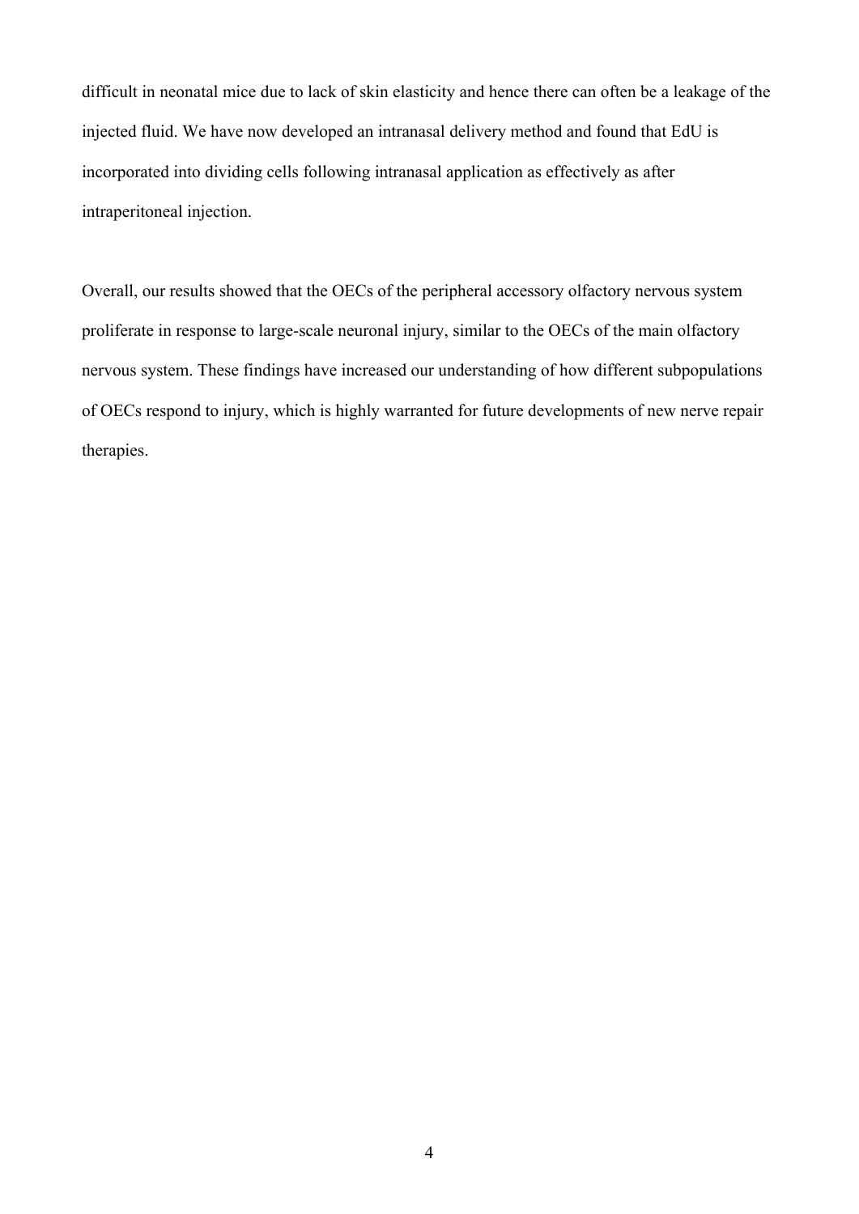difficult in neonatal mice due to lack of skin elasticity and hence there can often be a leakage of the injected fluid. We have now developed an intranasal delivery method and found that EdU is incorporated into dividing cells following intranasal application as effectively as after intraperitoneal injection.

Overall, our results showed that the OECs of the peripheral accessory olfactory nervous system proliferate in response to large-scale neuronal injury, similar to the OECs of the main olfactory nervous system. These findings have increased our understanding of how different subpopulations of OECs respond to injury, which is highly warranted for future developments of new nerve repair therapies.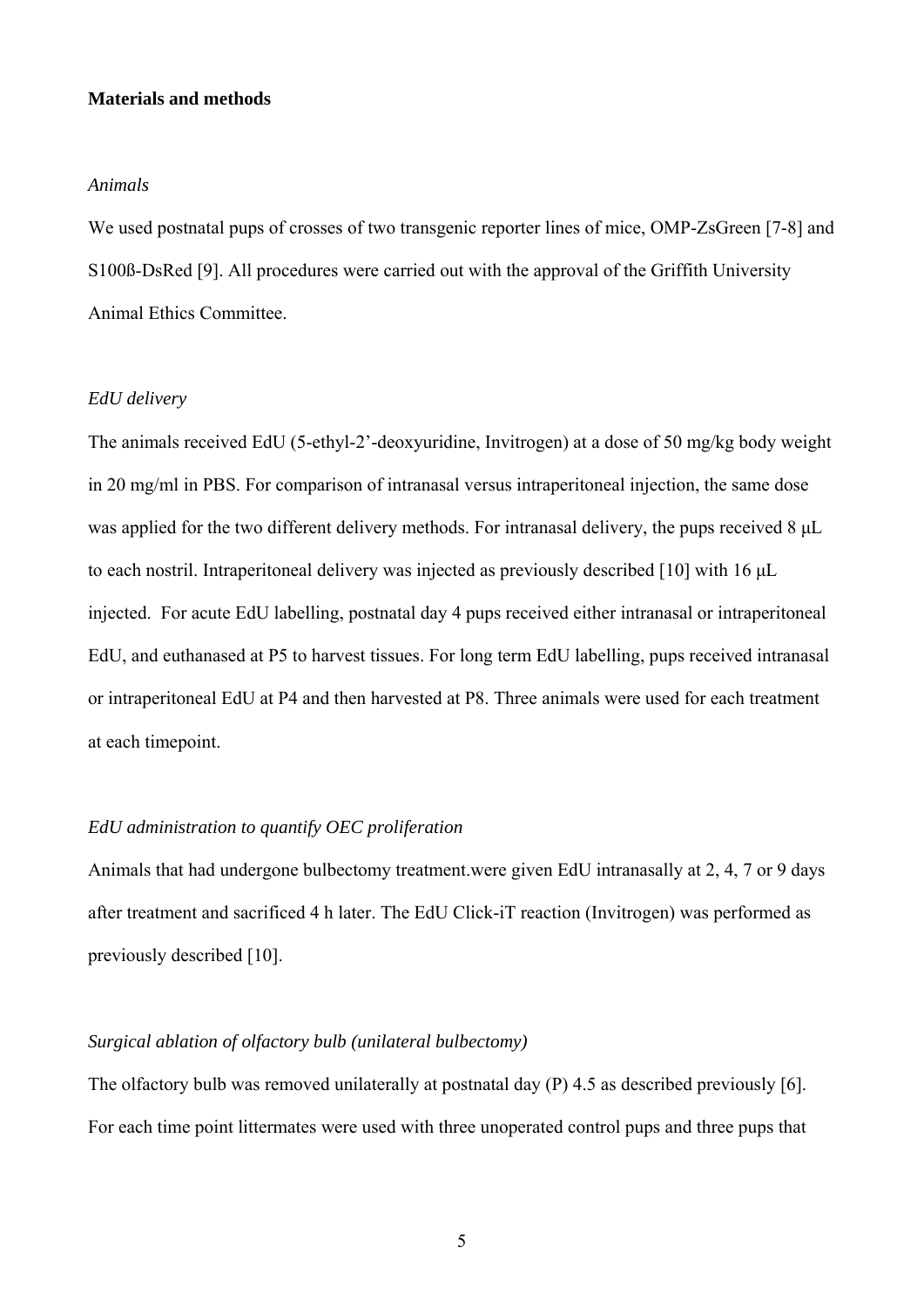**Materials and methods**

*Animals*

We used postnatal pups of crosses of two transgenic reporter lines of mice, OMP-ZsGreen [7-8] and S100ß-DsRed [9]. All procedures were carried out with the approval of the Griffith University Animal Ethics Committee.

*EdU delivery*

The animals received EdU (5-ethyl-2'-deoxyuridine, Invitrogen) at a dose of 50 mg/kg body weight in 20 mg/ml in PBS. For comparison of intranasal versus intraperitoneal injection, the same dose was applied for the two different delivery methods. For intranasal delivery, the pups received 8 μL to each nostril. Intraperitoneal delivery was injected as previously described [10] with 16 μL injected. For acute EdU labelling, postnatal day 4 pups received either intranasal or intraperitoneal EdU, and euthanased at P5 to harvest tissues. For long term EdU labelling, pups received intranasal or intraperitoneal EdU at P4 and then harvested at P8. Three animals were used for each treatment at each timepoint.

*EdU administration to quantify OEC proliferation*

Animals that had undergone bulbectomy treatment.were given EdU intranasally at 2, 4, 7 or 9 days after treatment and sacrificed 4 h later. The EdU Click-iT reaction (Invitrogen) was performed as previously described [10].

*Surgical ablation of olfactory bulb (unilateral bulbectomy)*

The olfactory bulb was removed unilaterally at postnatal day (P) 4.5 as described previously [6]. For each time point littermates were used with three unoperated control pups and three pups that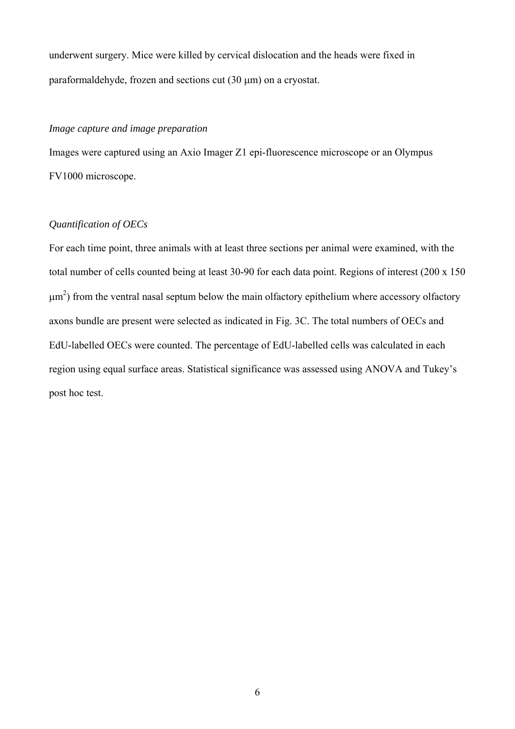underwent surgery. Mice were killed by cervical dislocation and the heads were fixed in paraformaldehyde, frozen and sections cut (30 μm) on a cryostat.

*Image capture and image preparation*

Images were captured using an Axio Imager Z1 epi-fluorescence microscope or an Olympus FV1000 microscope.

*Quantification of OECs*

For each time point, three animals with at least three sections per animal were examined, with the total number of cells counted being at least 30-90 for each data point. Regions of interest (200 x 150 $\mu m^2$) from the ventral nasal septum below the main olfactory epithelium where accessory olfactory axons bundle are present were selected as indicated in Fig. 3C. The total numbers of OECs and EdU-labelled OECs were counted. The percentage of EdU-labelled cells was calculated in each region using equal surface areas. Statistical significance was assessed using ANOVA and Tukey's post hoc test.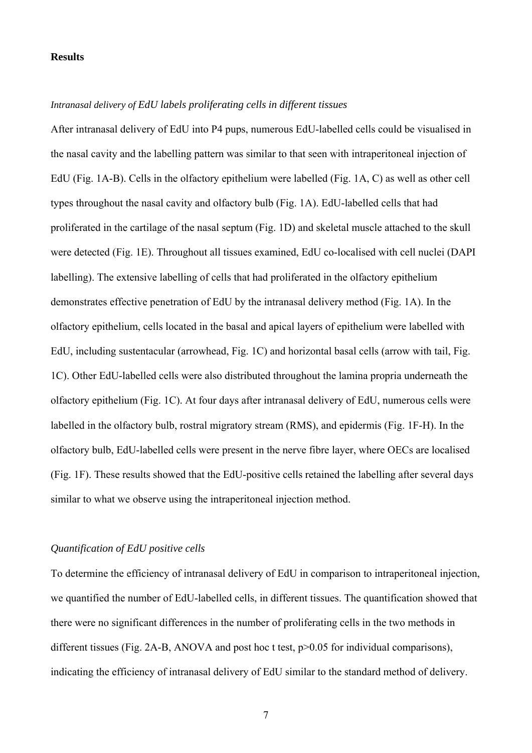**Results**

*Intranasal delivery of EdU labels proliferating cells in different tissues*

After intranasal delivery of EdU into P4 pups, numerous EdU-labelled cells could be visualised in the nasal cavity and the labelling pattern was similar to that seen with intraperitoneal injection of EdU (Fig. 1A-B). Cells in the olfactory epithelium were labelled (Fig. 1A, C) as well as other cell types throughout the nasal cavity and olfactory bulb (Fig. 1A). EdU-labelled cells that had proliferated in the cartilage of the nasal septum (Fig. 1D) and skeletal muscle attached to the skull were detected (Fig. 1E). Throughout all tissues examined, EdU co-localised with cell nuclei (DAPI labelling). The extensive labelling of cells that had proliferated in the olfactory epithelium demonstrates effective penetration of EdU by the intranasal delivery method (Fig. 1A). In the olfactory epithelium, cells located in the basal and apical layers of epithelium were labelled with EdU, including sustentacular (arrowhead, Fig. 1C) and horizontal basal cells (arrow with tail, Fig. 1C). Other EdU-labelled cells were also distributed throughout the lamina propria underneath the olfactory epithelium (Fig. 1C). At four days after intranasal delivery of EdU, numerous cells were labelled in the olfactory bulb, rostral migratory stream (RMS), and epidermis (Fig. 1F-H). In the olfactory bulb, EdU-labelled cells were present in the nerve fibre layer, where OECs are localised (Fig. 1F). These results showed that the EdU-positive cells retained the labelling after several days similar to what we observe using the intraperitoneal injection method.

*Quantification of EdU positive cells*

To determine the efficiency of intranasal delivery of EdU in comparison to intraperitoneal injection, we quantified the number of EdU-labelled cells, in different tissues. The quantification showed that there were no significant differences in the number of proliferating cells in the two methods in different tissues (Fig. 2A-B, ANOVA and post hoc t test, $p>0.05$ for individual comparisons), indicating the efficiency of intranasal delivery of EdU similar to the standard method of delivery.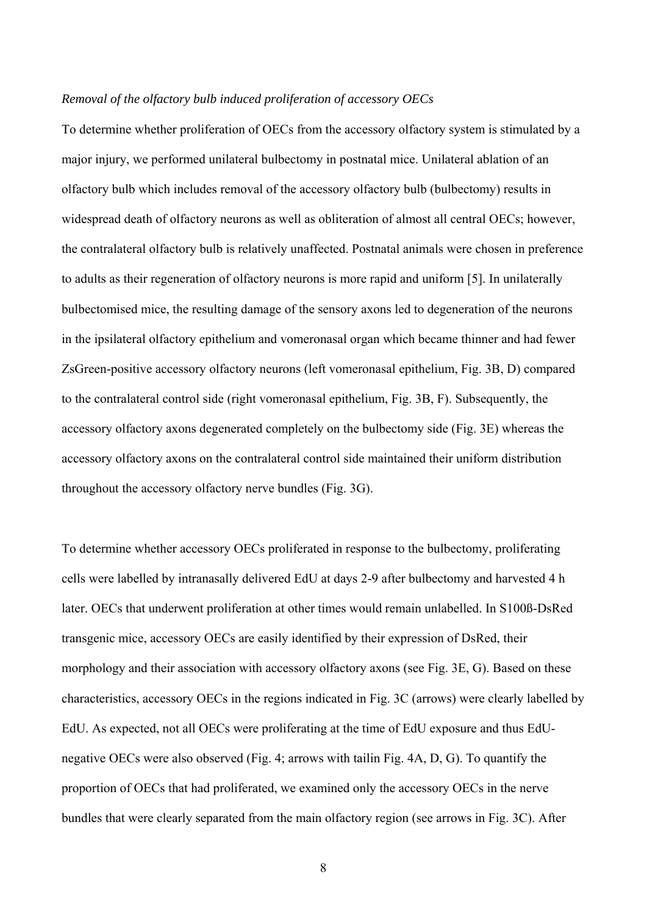*Removal of the olfactory bulb induced proliferation of accessory OECs*

To determine whether proliferation of OECs from the accessory olfactory system is stimulated by a major injury, we performed unilateral bulbectomy in postnatal mice. Unilateral ablation of an olfactory bulb which includes removal of the accessory olfactory bulb (bulbectomy) results in widespread death of olfactory neurons as well as obliteration of almost all central OECs; however, the contralateral olfactory bulb is relatively unaffected. Postnatal animals were chosen in preference to adults as their regeneration of olfactory neurons is more rapid and uniform [5]. In unilaterally bulbectomised mice, the resulting damage of the sensory axons led to degeneration of the neurons in the ipsilateral olfactory epithelium and vomeronasal organ which became thinner and had fewer ZsGreen-positive accessory olfactory neurons (left vomeronasal epithelium, Fig. 3B, D) compared to the contralateral control side (right vomeronasal epithelium, Fig. 3B, F). Subsequently, the accessory olfactory axons degenerated completely on the bulbectomy side (Fig. 3E) whereas the accessory olfactory axons on the contralateral control side maintained their uniform distribution throughout the accessory olfactory nerve bundles (Fig. 3G).

To determine whether accessory OECs proliferated in response to the bulbectomy, proliferating cells were labelled by intranasally delivered EdU at days 2-9 after bulbectomy and harvested 4 h later. OECs that underwent proliferation at other times would remain unlabelled. In S100ß-DsRed transgenic mice, accessory OECs are easily identified by their expression of DsRed, their morphology and their association with accessory olfactory axons (see Fig. 3E, G). Based on these characteristics, accessory OECs in the regions indicated in Fig. 3C (arrows) were clearly labelled by EdU. As expected, not all OECs were proliferating at the time of EdU exposure and thus EdU-negative OECs were also observed (Fig. 4; arrows with tailin Fig. 4A, D, G). To quantify the proportion of OECs that had proliferated, we examined only the accessory OECs in the nerve bundles that were clearly separated from the main olfactory region (see arrows in Fig. 3C). After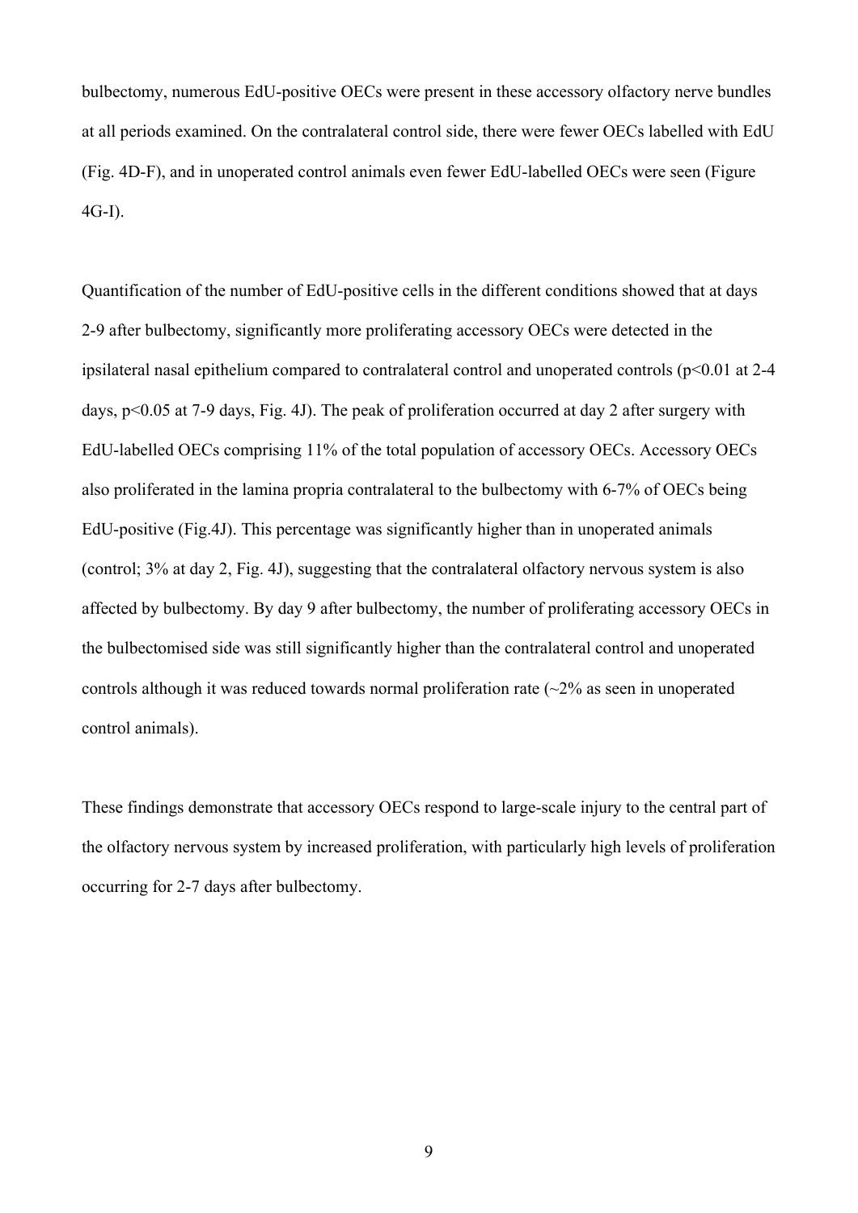bulbectomy, numerous EdU-positive OECs were present in these accessory olfactory nerve bundles at all periods examined. On the contralateral control side, there were fewer OECs labelled with EdU (Fig. 4D-F), and in unoperated control animals even fewer EdU-labelled OECs were seen (Figure 4G-I).

Quantification of the number of EdU-positive cells in the different conditions showed that at days 2-9 after bulbectomy, significantly more proliferating accessory OECs were detected in the ipsilateral nasal epithelium compared to contralateral control and unoperated controls ($p<0.01$ at 2-4 days, $p<0.05$ at 7-9 days, Fig. 4J). The peak of proliferation occurred at day 2 after surgery with EdU-labelled OECs comprising 11% of the total population of accessory OECs. Accessory OECs also proliferated in the lamina propria contralateral to the bulbectomy with 6-7% of OECs being EdU-positive (Fig.4J). This percentage was significantly higher than in unoperated animals (control; 3% at day 2, Fig. 4J), suggesting that the contralateral olfactory nervous system is also affected by bulbectomy. By day 9 after bulbectomy, the number of proliferating accessory OECs in the bulbectomised side was still significantly higher than the contralateral control and unoperated controls although it was reduced towards normal proliferation rate (~2% as seen in unoperated control animals).

These findings demonstrate that accessory OECs respond to large-scale injury to the central part of the olfactory nervous system by increased proliferation, with particularly high levels of proliferation occurring for 2-7 days after bulbectomy.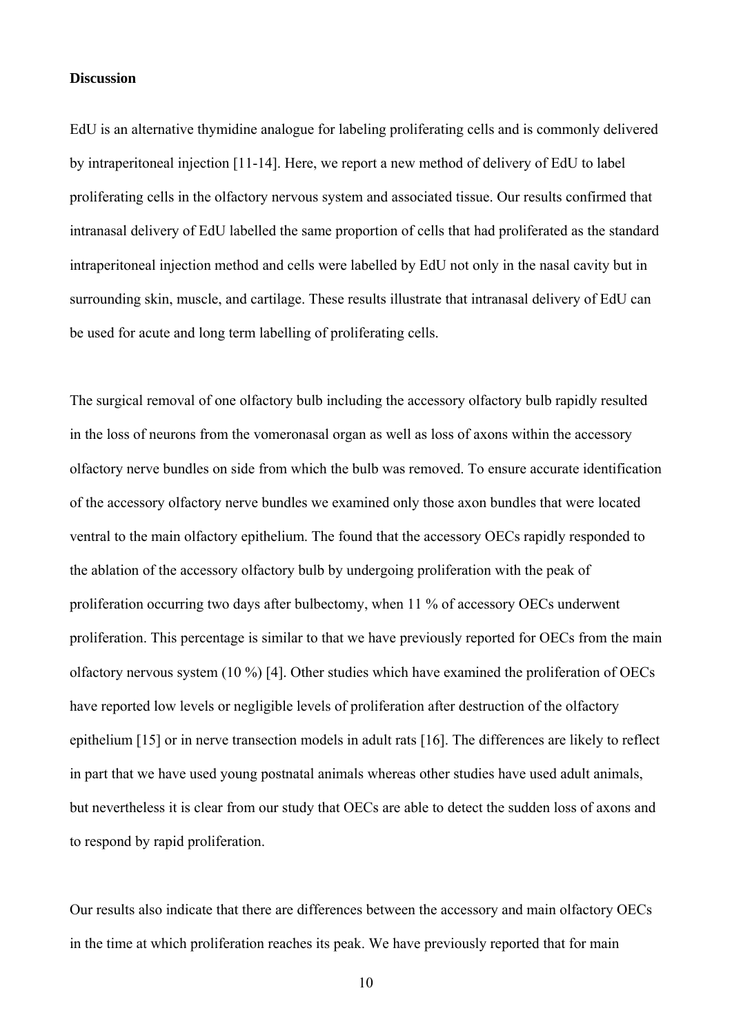**Discussion**

EdU is an alternative thymidine analogue for labeling proliferating cells and is commonly delivered by intraperitoneal injection [11-14]. Here, we report a new method of delivery of EdU to label proliferating cells in the olfactory nervous system and associated tissue. Our results confirmed that intranasal delivery of EdU labelled the same proportion of cells that had proliferated as the standard intraperitoneal injection method and cells were labelled by EdU not only in the nasal cavity but in surrounding skin, muscle, and cartilage. These results illustrate that intranasal delivery of EdU can be used for acute and long term labelling of proliferating cells.

The surgical removal of one olfactory bulb including the accessory olfactory bulb rapidly resulted in the loss of neurons from the vomeronasal organ as well as loss of axons within the accessory olfactory nerve bundles on side from which the bulb was removed. To ensure accurate identification of the accessory olfactory nerve bundles we examined only those axon bundles that were located ventral to the main olfactory epithelium. The found that the accessory OECs rapidly responded to the ablation of the accessory olfactory bulb by undergoing proliferation with the peak of proliferation occurring two days after bulbectomy, when 11 % of accessory OECs underwent proliferation. This percentage is similar to that we have previously reported for OECs from the main olfactory nervous system (10 %) [4]. Other studies which have examined the proliferation of OECs have reported low levels or negligible levels of proliferation after destruction of the olfactory epithelium [15] or in nerve transection models in adult rats [16]. The differences are likely to reflect in part that we have used young postnatal animals whereas other studies have used adult animals, but nevertheless it is clear from our study that OECs are able to detect the sudden loss of axons and to respond by rapid proliferation.

Our results also indicate that there are differences between the accessory and main olfactory OECs in the time at which proliferation reaches its peak. We have previously reported that for main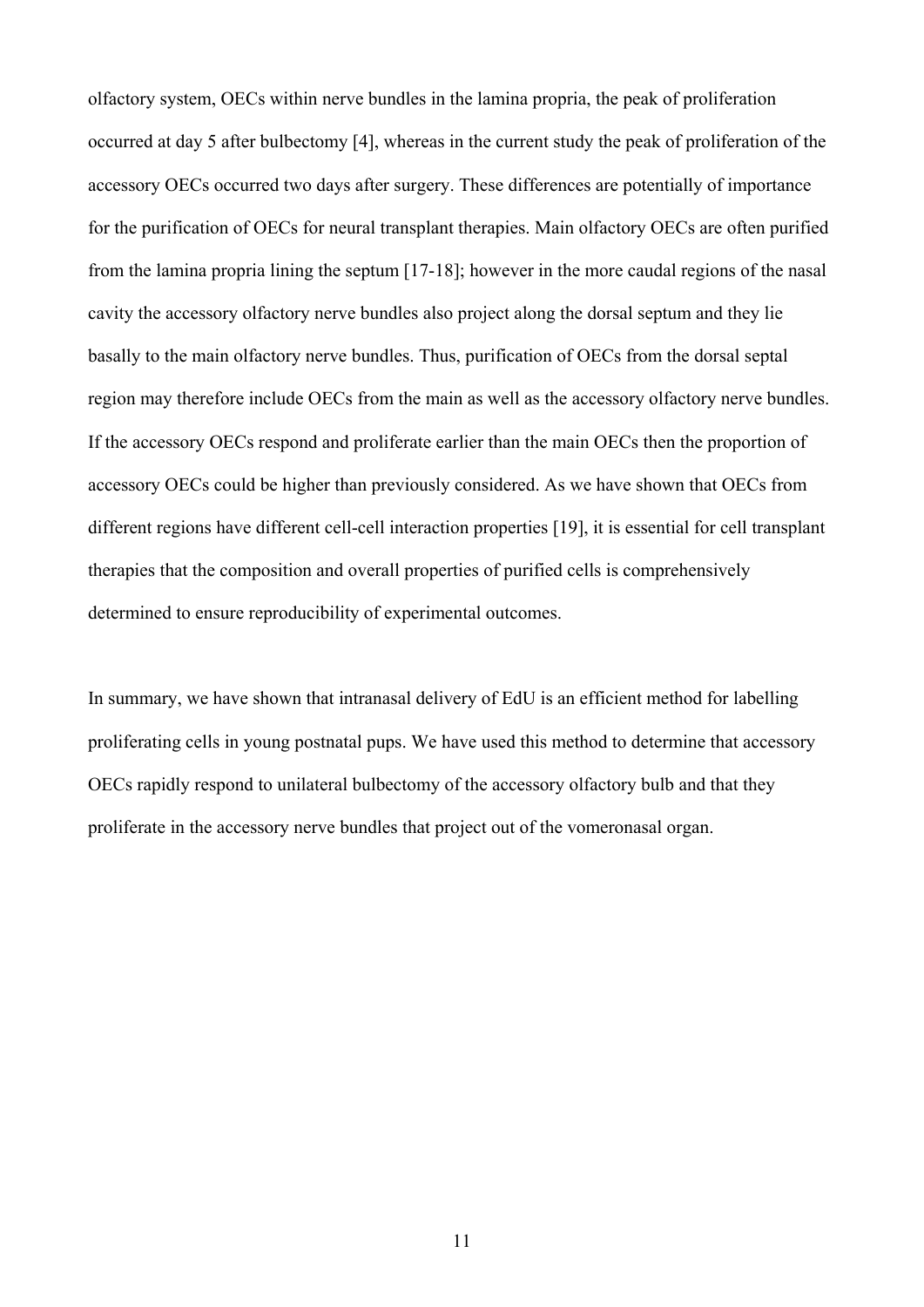olfactory system, OECs within nerve bundles in the lamina propria, the peak of proliferation occurred at day 5 after bulbectomy [4], whereas in the current study the peak of proliferation of the accessory OECs occurred two days after surgery. These differences are potentially of importance for the purification of OECs for neural transplant therapies. Main olfactory OECs are often purified from the lamina propria lining the septum [17-18]; however in the more caudal regions of the nasal cavity the accessory olfactory nerve bundles also project along the dorsal septum and they lie basally to the main olfactory nerve bundles. Thus, purification of OECs from the dorsal septal region may therefore include OECs from the main as well as the accessory olfactory nerve bundles. If the accessory OECs respond and proliferate earlier than the main OECs then the proportion of accessory OECs could be higher than previously considered. As we have shown that OECs from different regions have different cell-cell interaction properties [19], it is essential for cell transplant therapies that the composition and overall properties of purified cells is comprehensively determined to ensure reproducibility of experimental outcomes.

In summary, we have shown that intranasal delivery of EdU is an efficient method for labelling proliferating cells in young postnatal pups. We have used this method to determine that accessory OECs rapidly respond to unilateral bulbectomy of the accessory olfactory bulb and that they proliferate in the accessory nerve bundles that project out of the vomeronasal organ.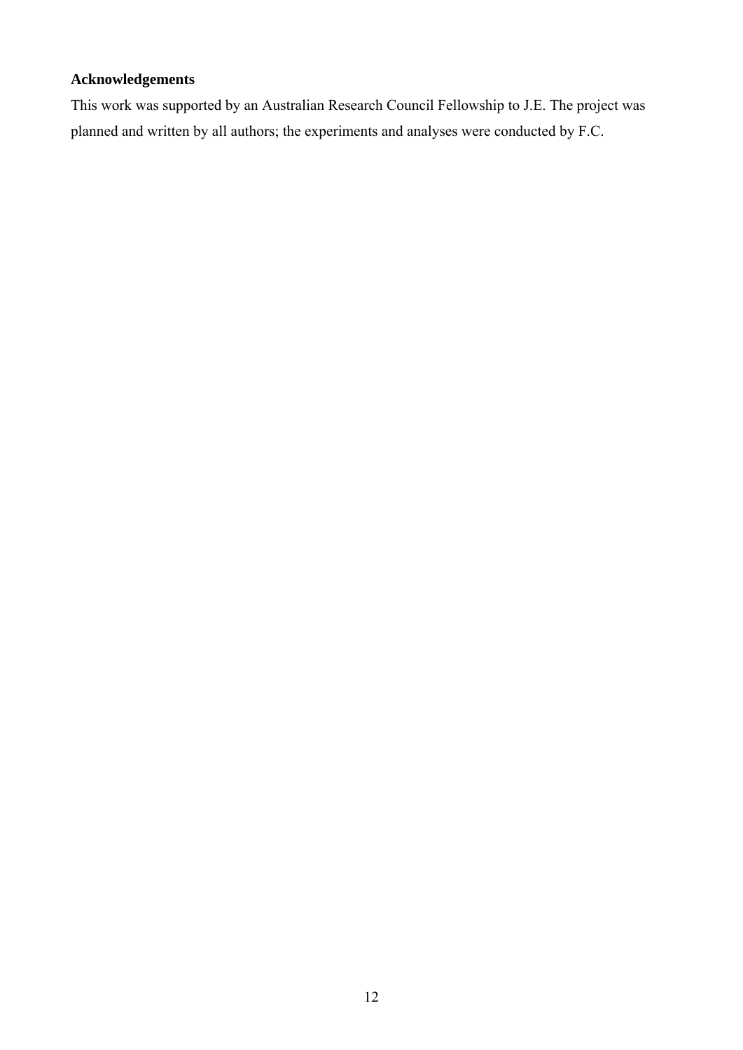## Acknowledgements

This work was supported by an Australian Research Council Fellowship to J.E. The project was planned and written by all authors; the experiments and analyses were conducted by F.C.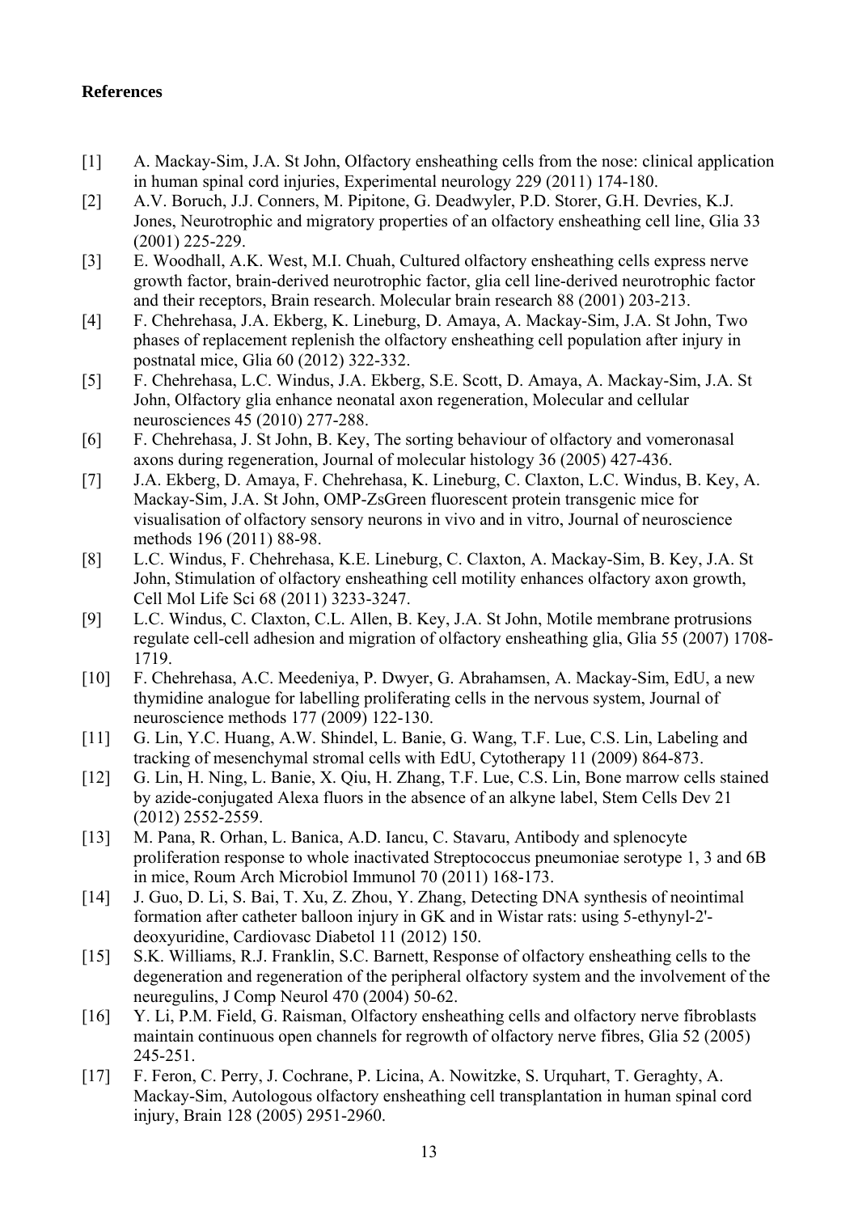**References**

[1] A. Mackay-Sim, J.A. St John, Olfactory ensheathing cells from the nose: clinical application in human spinal cord injuries, Experimental neurology 229 (2011) 174-180.

[2] A.V. Boruch, J.J. Conners, M. Pipitone, G. Deadwyler, P.D. Storer, G.H. Devries, K.J. Jones, Neurotrophic and migratory properties of an olfactory ensheathing cell line, Glia 33 (2001) 225-229.

[3] E. Woodhall, A.K. West, M.I. Chuah, Cultured olfactory ensheathing cells express nerve growth factor, brain-derived neurotrophic factor, glia cell line-derived neurotrophic factor and their receptors, Brain research. Molecular brain research 88 (2001) 203-213.

[4] F. Chehrehasa, J.A. Ekberg, K. Lineburg, D. Amaya, A. Mackay-Sim, J.A. St John, Two phases of replacement replenish the olfactory ensheathing cell population after injury in postnatal mice, Glia 60 (2012) 322-332.

[5] F. Chehrehasa, L.C. Windus, J.A. Ekberg, S.E. Scott, D. Amaya, A. Mackay-Sim, J.A. St John, Olfactory glia enhance neonatal axon regeneration, Molecular and cellular neurosciences 45 (2010) 277-288.

[6] F. Chehrehasa, J. St John, B. Key, The sorting behaviour of olfactory and vomeronasal axons during regeneration, Journal of molecular histology 36 (2005) 427-436.

[7] J.A. Ekberg, D. Amaya, F. Chehrehasa, K. Lineburg, C. Claxton, L.C. Windus, B. Key, A. Mackay-Sim, J.A. St John, OMP-ZsGreen fluorescent protein transgenic mice for visualisation of olfactory sensory neurons in vivo and in vitro, Journal of neuroscience methods 196 (2011) 88-98.

[8] L.C. Windus, F. Chehrehasa, K.E. Lineburg, C. Claxton, A. Mackay-Sim, B. Key, J.A. St John, Stimulation of olfactory ensheathing cell motility enhances olfactory axon growth, Cell Mol Life Sci 68 (2011) 3233-3247.

[9] L.C. Windus, C. Claxton, C.L. Allen, B. Key, J.A. St John, Motile membrane protrusions regulate cell-cell adhesion and migration of olfactory ensheathing glia, Glia 55 (2007) 1708-1719.

[10] F. Chehrehasa, A.C. Meedeniya, P. Dwyer, G. Abrahamsen, A. Mackay-Sim, EdU, a new thymidine analogue for labelling proliferating cells in the nervous system, Journal of neuroscience methods 177 (2009) 122-130.

[11] G. Lin, Y.C. Huang, A.W. Shindel, L. Banie, G. Wang, T.F. Lue, C.S. Lin, Labeling and tracking of mesenchymal stromal cells with EdU, Cytotherapy 11 (2009) 864-873.

[12] G. Lin, H. Ning, L. Banie, X. Qiu, H. Zhang, T.F. Lue, C.S. Lin, Bone marrow cells stained by azide-conjugated Alexa fluors in the absence of an alkyne label, Stem Cells Dev 21 (2012) 2552-2559.

[13] M. Pana, R. Orhan, L. Banica, A.D. Iancu, C. Stavaru, Antibody and splenocyte proliferation response to whole inactivated Streptococcus pneumoniae serotype 1, 3 and 6B in mice, Roum Arch Microbiol Immunol 70 (2011) 168-173.

[14] J. Guo, D. Li, S. Bai, T. Xu, Z. Zhou, Y. Zhang, Detecting DNA synthesis of neointimal formation after catheter balloon injury in GK and in Wistar rats: using 5-ethynyl-2'-deoxyuridine, Cardiovasc Diabetol 11 (2012) 150.

[15] S.K. Williams, R.J. Franklin, S.C. Barnett, Response of olfactory ensheathing cells to the degeneration and regeneration of the peripheral olfactory system and the involvement of the neuregulins, J Comp Neurol 470 (2004) 50-62.

[16] Y. Li, P.M. Field, G. Raisman, Olfactory ensheathing cells and olfactory nerve fibroblasts maintain continuous open channels for regrowth of olfactory nerve fibres, Glia 52 (2005) 245-251.

[17] F. Feron, C. Perry, J. Cochrane, P. Licina, A. Nowitzke, S. Urquhart, T. Geraghty, A. Mackay-Sim, Autologous olfactory ensheathing cell transplantation in human spinal cord injury, Brain 128 (2005) 2951-2960.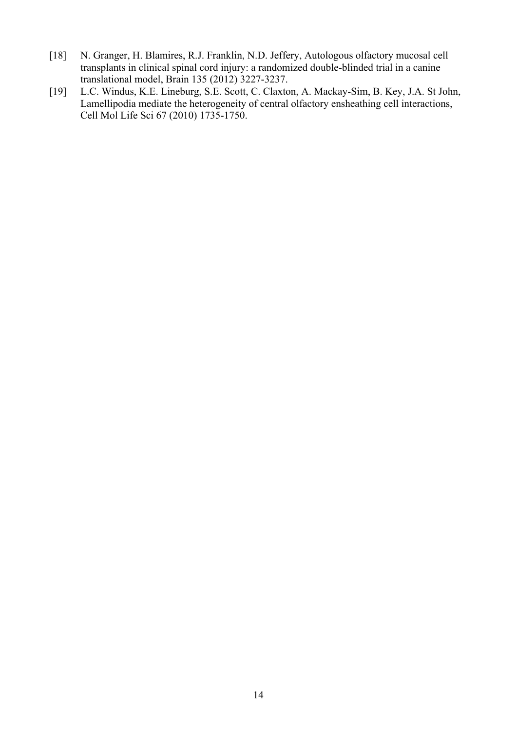[18] N. Granger, H. Blamires, R.J. Franklin, N.D. Jeffery, Autologous olfactory mucosal cell transplants in clinical spinal cord injury: a randomized double-blinded trial in a canine translational model, Brain 135 (2012) 3227-3237.

[19] L.C. Windus, K.E. Lineburg, S.E. Scott, C. Claxton, A. Mackay-Sim, B. Key, J.A. St John, Lamellipodia mediate the heterogeneity of central olfactory ensheathing cell interactions, Cell Mol Life Sci 67 (2010) 1735-1750.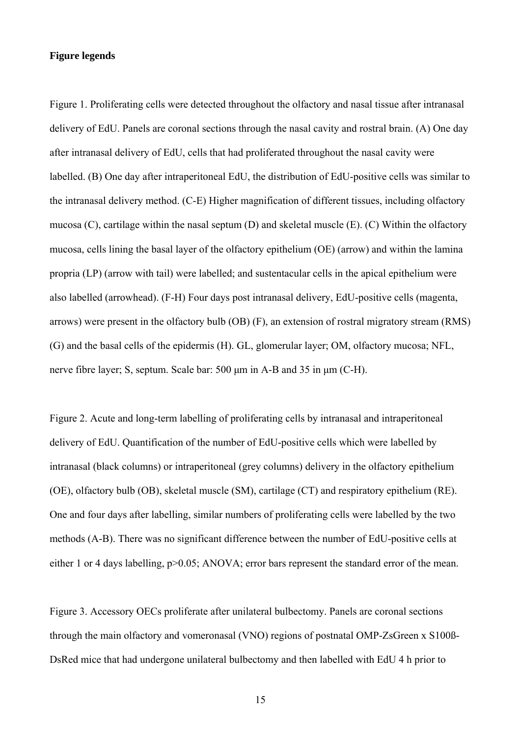**Figure legends**

Figure 1. Proliferating cells were detected throughout the olfactory and nasal tissue after intranasal delivery of EdU. Panels are coronal sections through the nasal cavity and rostral brain. (A) One day after intranasal delivery of EdU, cells that had proliferated throughout the nasal cavity were labelled. (B) One day after intraperitoneal EdU, the distribution of EdU-positive cells was similar to the intranasal delivery method. (C-E) Higher magnification of different tissues, including olfactory mucosa (C), cartilage within the nasal septum (D) and skeletal muscle (E). (C) Within the olfactory mucosa, cells lining the basal layer of the olfactory epithelium (OE) (arrow) and within the lamina propria (LP) (arrow with tail) were labelled; and sustentacular cells in the apical epithelium were also labelled (arrowhead). (F-H) Four days post intranasal delivery, EdU-positive cells (magenta, arrows) were present in the olfactory bulb (OB) (F), an extension of rostral migratory stream (RMS) (G) and the basal cells of the epidermis (H). GL, glomerular layer; OM, olfactory mucosa; NFL, nerve fibre layer; S, septum. Scale bar: 500 μm in A-B and 35 in μm (C-H).

Figure 2. Acute and long-term labelling of proliferating cells by intranasal and intraperitoneal delivery of EdU. Quantification of the number of EdU-positive cells which were labelled by intranasal (black columns) or intraperitoneal (grey columns) delivery in the olfactory epithelium (OE), olfactory bulb (OB), skeletal muscle (SM), cartilage (CT) and respiratory epithelium (RE). One and four days after labelling, similar numbers of proliferating cells were labelled by the two methods (A-B). There was no significant difference between the number of EdU-positive cells at either 1 or 4 days labelling, $p>0.05$; ANOVA; error bars represent the standard error of the mean.

Figure 3. Accessory OECs proliferate after unilateral bulbectomy. Panels are coronal sections through the main olfactory and vomeronasal (VNO) regions of postnatal OMP-ZsGreen x S100ß-DsRed mice that had undergone unilateral bulbectomy and then labelled with EdU 4 h prior to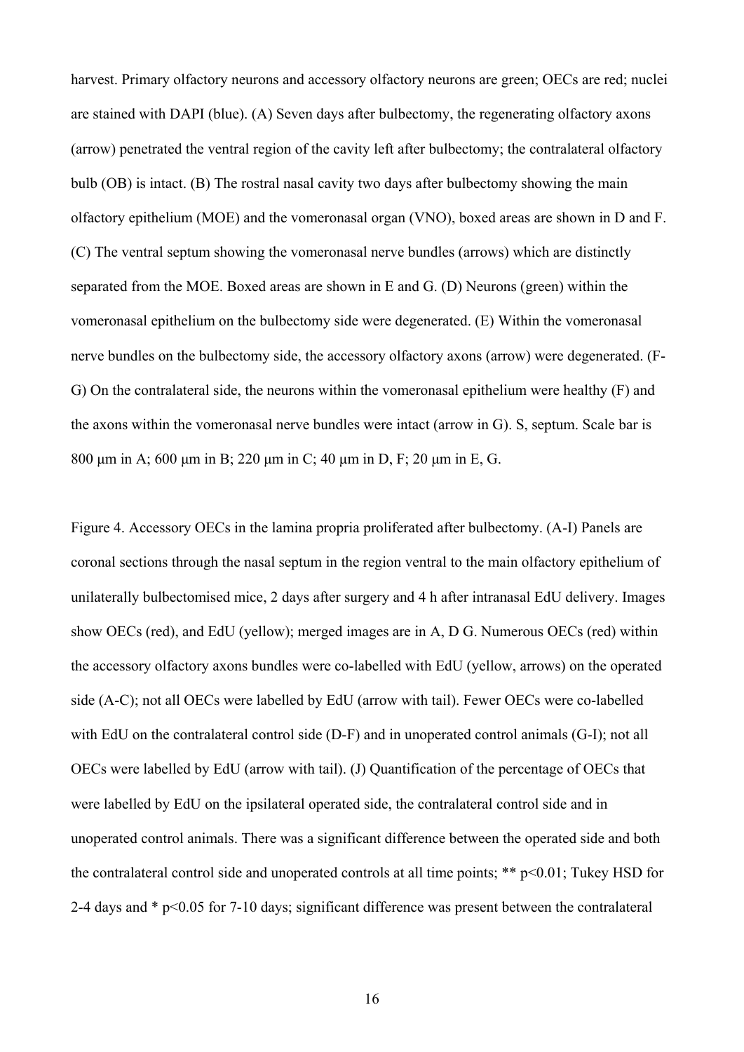harvest. Primary olfactory neurons and accessory olfactory neurons are green; OECs are red; nuclei are stained with DAPI (blue). (A) Seven days after bulbectomy, the regenerating olfactory axons (arrow) penetrated the ventral region of the cavity left after bulbectomy; the contralateral olfactory bulb (OB) is intact. (B) The rostral nasal cavity two days after bulbectomy showing the main olfactory epithelium (MOE) and the vomeronasal organ (VNO), boxed areas are shown in D and F. (C) The ventral septum showing the vomeronasal nerve bundles (arrows) which are distinctly separated from the MOE. Boxed areas are shown in E and G. (D) Neurons (green) within the vomeronasal epithelium on the bulbectomy side were degenerated. (E) Within the vomeronasal nerve bundles on the bulbectomy side, the accessory olfactory axons (arrow) were degenerated. (F-G) On the contralateral side, the neurons within the vomeronasal epithelium were healthy (F) and the axons within the vomeronasal nerve bundles were intact (arrow in G). S, septum. Scale bar is 800 μm in A; 600 μm in B; 220 μm in C; 40 μm in D, F; 20 μm in E, G.

Figure 4. Accessory OECs in the lamina propria proliferated after bulbectomy. (A-I) Panels are coronal sections through the nasal septum in the region ventral to the main olfactory epithelium of unilaterally bulbectomised mice, 2 days after surgery and 4 h after intranasal EdU delivery. Images show OECs (red), and EdU (yellow); merged images are in A, D G. Numerous OECs (red) within the accessory olfactory axons bundles were co-labelled with EdU (yellow, arrows) on the operated side (A-C); not all OECs were labelled by EdU (arrow with tail). Fewer OECs were co-labelled with EdU on the contralateral control side (D-F) and in unoperated control animals (G-I); not all OECs were labelled by EdU (arrow with tail). (J) Quantification of the percentage of OECs that were labelled by EdU on the ipsilateral operated side, the contralateral control side and in unoperated control animals. There was a significant difference between the operated side and both the contralateral control side and unoperated controls at all time points; ** $p<0.01$; Tukey HSD for 2-4 days and * $p<0.05$ for 7-10 days; significant difference was present between the contralateral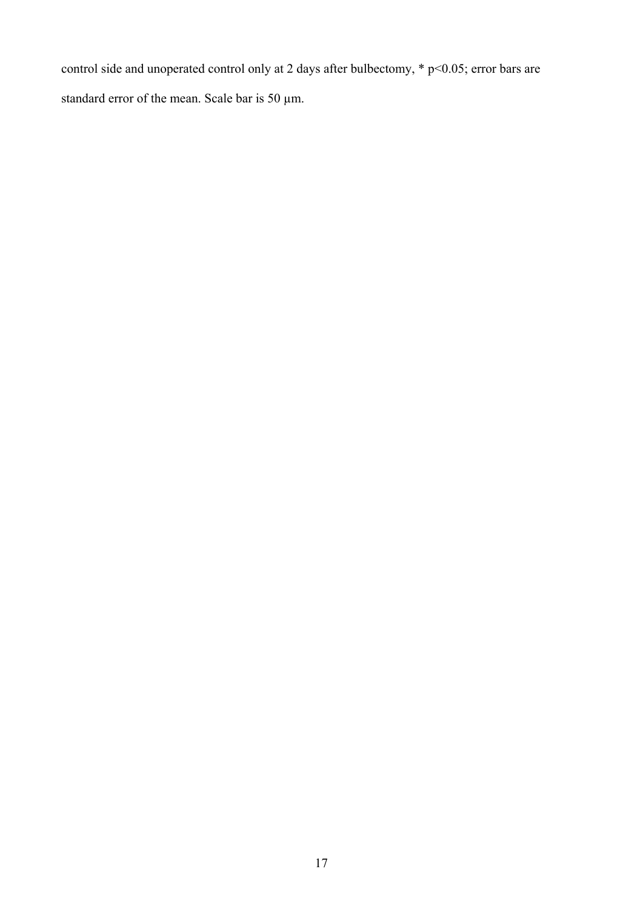control side and unoperated control only at 2 days after bulbectomy, * $p<0.05$; error bars are standard error of the mean. Scale bar is 50 μm.